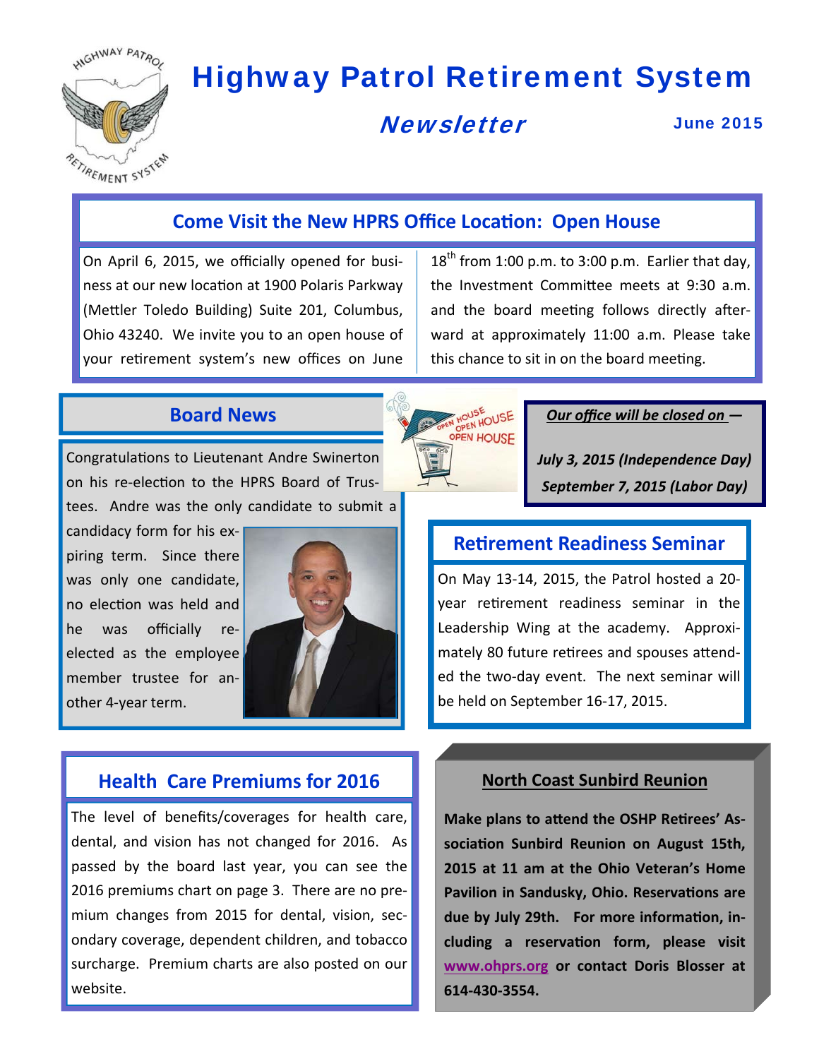# Highway Patrol Retirement System

## Newsletter

June 2015

## Come Visit the New HPRS Office Location: Open House

On April 6, 2015, we officially opened for business at our new location at 1900 Polaris Parkway (Mettler Toledo Building) Suite 201, Columbus, Ohio 43240. We invite you to an open house of your retirement system's new offices on June 18th from 1:00 p.m. to 3:00 p.m. Earlier that day, the Investment Committee meets at 9:30 a.m. and the board meeting follows directly afterward at approximately 11:00 a.m. Please take this chance to sit in on the board meeting.

## Board News

Congratulations to Lieutenant Andre Swinerton on his re-election to the HPRS Board of Trustees. Andre was the only candidate to submit a candidacy form for his expiring term. Since there was only one candidate, no election was held and he was officially re-elected as the employee member trustee for another 4-year term.

***Our office will be closed on —***

***July 3, 2015 (Independence Day)***

***September 7, 2015 (Labor Day)***

## Retirement Readiness Seminar

On May 13-14, 2015, the Patrol hosted a 20-year retirement readiness seminar in the Leadership Wing at the academy. Approximately 80 future retirees and spouses attended the two-day event. The next seminar will be held on September 16-17, 2015.

## Health Care Premiums for 2016

The level of benefits/coverages for health care, dental, and vision has not changed for 2016. As passed by the board last year, you can see the 2016 premiums chart on page 3. There are no premium changes from 2015 for dental, vision, secondary coverage, dependent children, and tobacco surcharge. Premium charts are also posted on our website.

## North Coast Sunbird Reunion

**Make plans to attend the OSHP Retirees' Association Sunbird Reunion on August 15th, 2015 at 11 am at the Ohio Veteran's Home Pavilion in Sandusky, Ohio. Reservations are due by July 29th. For more information, including a reservation form, please visit www.ohprs.org or contact Doris Blosser at 614-430-3554.**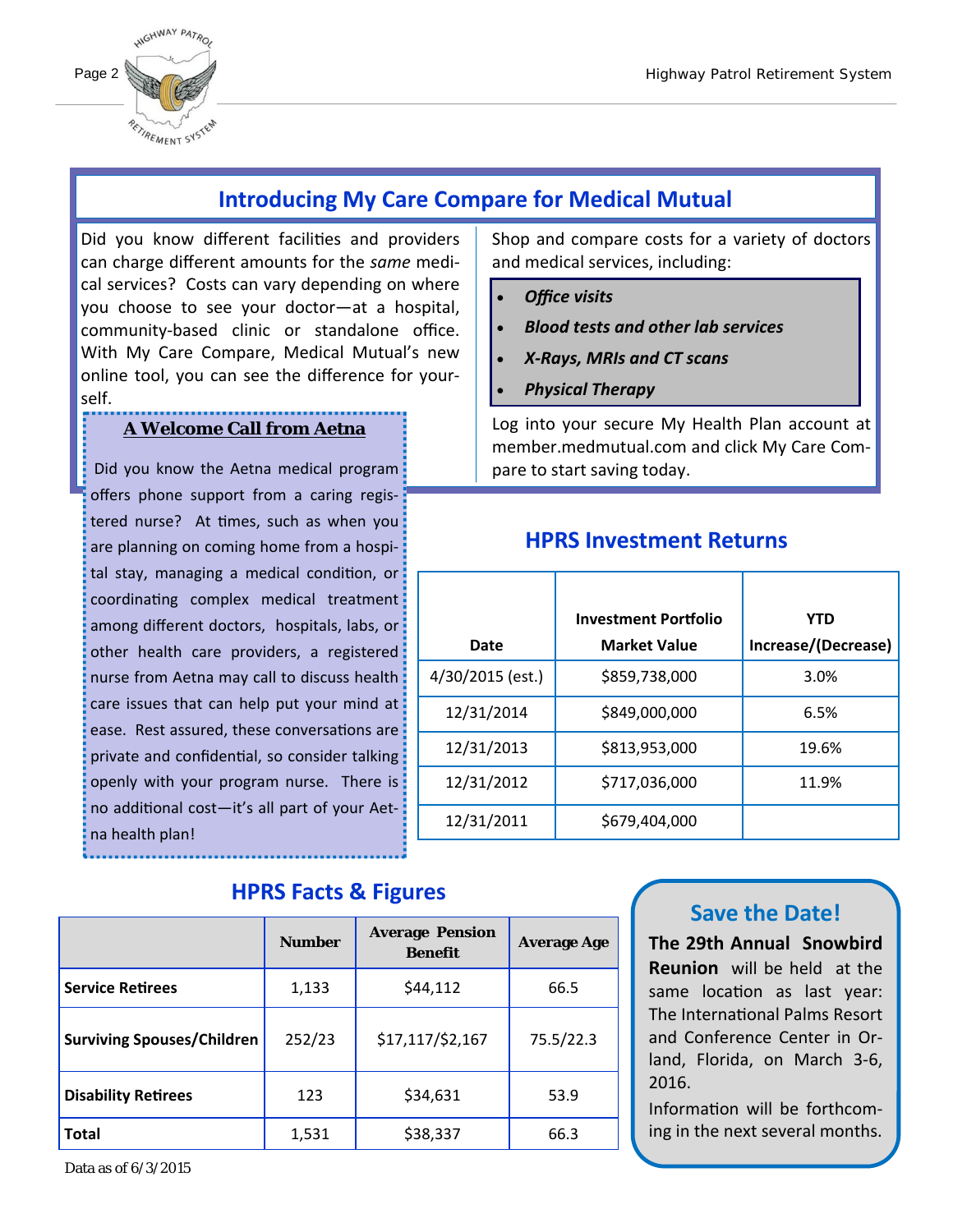## Introducing My Care Compare for Medical Mutual

Did you know different facilities and providers can charge different amounts for the *same* medical services? Costs can vary depending on where you choose to see your doctor—at a hospital, community-based clinic or standalone office. With My Care Compare, Medical Mutual's new online tool, you can see the difference for yourself.

Shop and compare costs for a variety of doctors and medical services, including:

- ***Office visits***
- ***Blood tests and other lab services***
- ***X-Rays, MRIs and CT scans***
- ***Physical Therapy***

Log into your secure My Health Plan account at member.medmutual.com and click My Care Compare to start saving today.

### A Welcome Call from Aetna

Did you know the Aetna medical program offers phone support from a caring registered nurse? At times, such as when you are planning on coming home from a hospital stay, managing a medical condition, or coordinating complex medical treatment among different doctors, hospitals, labs, or other health care providers, a registered nurse from Aetna may call to discuss health care issues that can help put your mind at ease. Rest assured, these conversations are private and confidential, so consider talking openly with your program nurse. There is no additional cost—it's all part of your Aetna health plan!

## HPRS Investment Returns

| Date | Investment Portfolio Market Value | YTD Increase/(Decrease) |
|---|---|---|
| 4/30/2015 (est.) | $859,738,000 | 3.0% |
| 12/31/2014 | $849,000,000 | 6.5% |
| 12/31/2013 | $813,953,000 | 19.6% |
| 12/31/2012 | $717,036,000 | 11.9% |
| 12/31/2011 | $679,404,000 | |

## HPRS Facts & Figures

| | Number | Average Pension Benefit | Average Age |
|---|---|---|---|
| **Service Retirees** | 1,133 | $44,112 | 66.5 |
| **Surviving Spouses/Children** | 252/23 | $17,117/$2,167 | 75.5/22.3 |
| **Disability Retirees** | 123 | $34,631 | 53.9 |
| **Total** | 1,531 | $38,337 | 66.3 |

Data as of 6/3/2015

## Save the Date!

**The 29th Annual Snowbird Reunion** will be held at the same location as last year: The International Palms Resort and Conference Center in Orland, Florida, on March 3-6, 2016.

Information will be forthcoming in the next several months.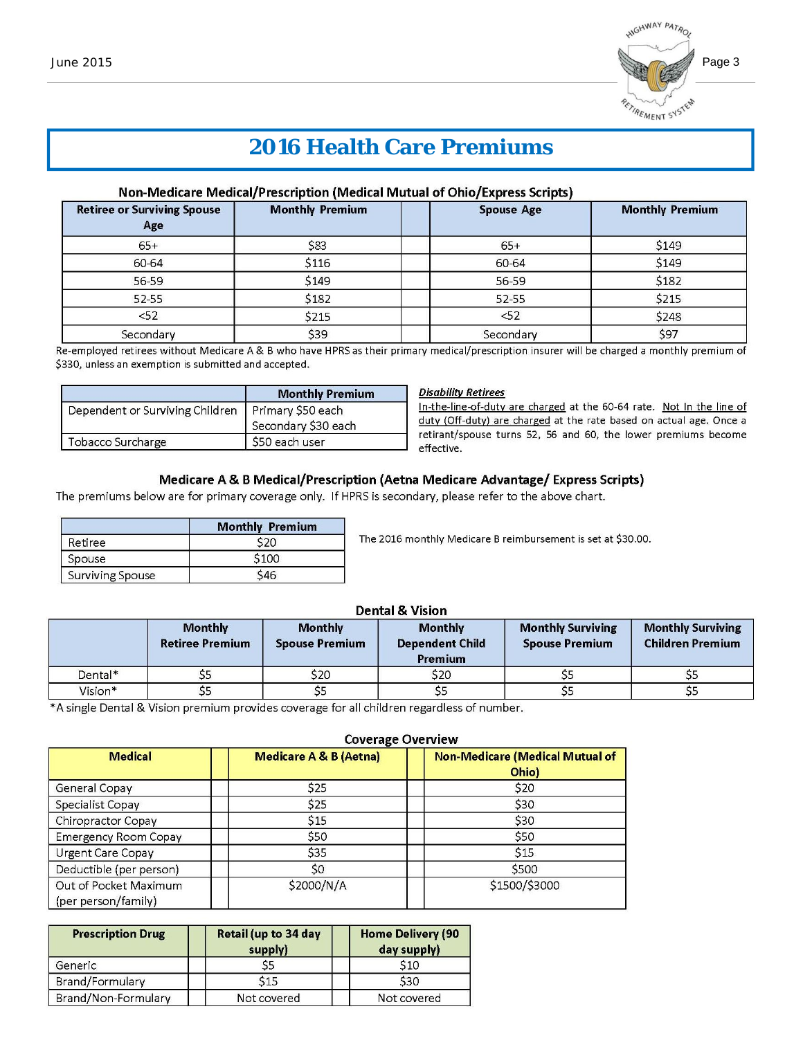# 2016 Health Care Premiums

### Non-Medicare Medical/Prescription (Medical Mutual of Ohio/Express Scripts)

| Retiree or Surviving Spouse Age | Monthly Premium | | Spouse Age | Monthly Premium |
|---|---|---|---|---|
| 65+ | $83 | | 65+ | $149 |
| 60-64 | $116 | | 60-64 | $149 |
| 56-59 | $149 | | 56-59 | $182 |
| 52-55 | $182 | | 52-55 | $215 |
| <52 | $215 | | <52 | $248 |
| Secondary | $39 | | Secondary | $97 |

Re-employed retirees without Medicare A & B who have HPRS as their primary medical/prescription insurer will be charged a monthly premium of $330, unless an exemption is submitted and accepted.

| | Monthly Premium |
|---|---|
| Dependent or Surviving Children | Primary $50 each<br>Secondary $30 each |
| Tobacco Surcharge | $50 each user |

***Disability Retirees***

In-the-line-of-duty are charged at the 60-64 rate. Not In the line of duty (Off-duty) are charged at the rate based on actual age. Once a retirant/spouse turns 52, 56 and 60, the lower premiums become effective.

### Medicare A & B Medical/Prescription (Aetna Medicare Advantage/ Express Scripts)

The premiums below are for primary coverage only. If HPRS is secondary, please refer to the above chart.

| | Monthly Premium |
|---|---|
| Retiree | $20 |
| Spouse | $100 |
| Surviving Spouse | $46 |

The 2016 monthly Medicare B reimbursement is set at $30.00.

### Dental & Vision

| | Monthly Retiree Premium | Monthly Spouse Premium | Monthly Dependent Child Premium | Monthly Surviving Spouse Premium | Monthly Surviving Children Premium |
|---|---|---|---|---|---|
| Dental* | $5 | $20 | $20 | $5 | $5 |
| Vision* | $5 | $5 | $5 | $5 | $5 |

*A single Dental & Vision premium provides coverage for all children regardless of number.

### Coverage Overview

| Medical | Medicare A & B (Aetna) | Non-Medicare (Medical Mutual of Ohio) |
|---|---|---|
| General Copay | $25 | $20 |
| Specialist Copay | $25 | $30 |
| Chiropractor Copay | $15 | $30 |
| Emergency Room Copay | $50 | $50 |
| Urgent Care Copay | $35 | $15 |
| Deductible (per person) | $0 | $500 |
| Out of Pocket Maximum (per person/family) | $2000/N/A | $1500/$3000 |

| Prescription Drug | Retail (up to 34 day supply) | Home Delivery (90 day supply) |
|---|---|---|
| Generic | $5 | $10 |
| Brand/Formulary | $15 | $30 |
| Brand/Non-Formulary | Not covered | Not covered |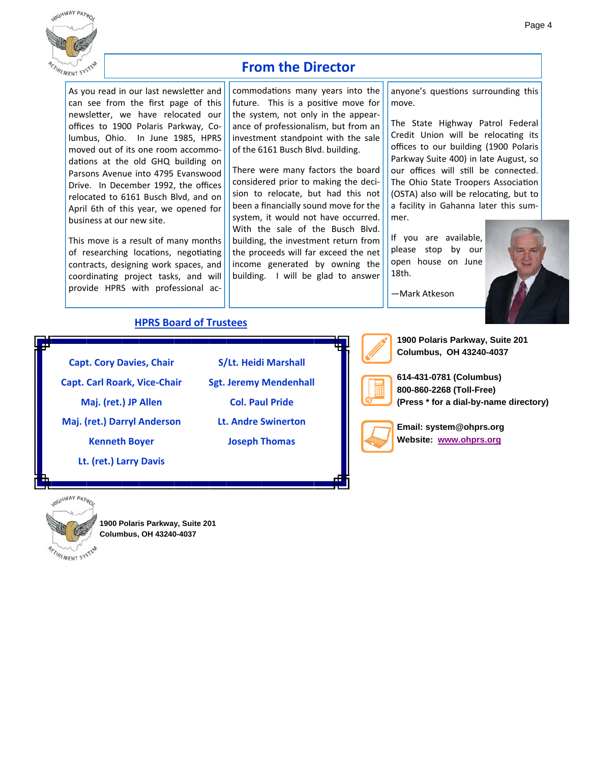## From the Director

As you read in our last newsletter and can see from the first page of this newsletter, we have relocated our offices to 1900 Polaris Parkway, Columbus, Ohio. In June 1985, HPRS moved out of its one room accommodations at the old GHQ building on Parsons Avenue into 4795 Evanswood Drive. In December 1992, the offices relocated to 6161 Busch Blvd, and on April 6th of this year, we opened for business at our new site.

This move is a result of many months of researching locations, negotiating contracts, designing work spaces, and coordinating project tasks, and will provide HPRS with professional accommodations many years into the future. This is a positive move for the system, not only in the appearance of professionalism, but from an investment standpoint with the sale of the 6161 Busch Blvd. building.

There were many factors the board considered prior to making the decision to relocate, but had this not been a financially sound move for the system, it would not have occurred. With the sale of the Busch Blvd. building, the investment return from the proceeds will far exceed the net income generated by owning the building. I will be glad to answer anyone's questions surrounding this move.

The State Highway Patrol Federal Credit Union will be relocating its offices to our building (1900 Polaris Parkway Suite 400) in late August, so our offices will still be connected. The Ohio State Troopers Association (OSTA) also will be relocating, but to a facility in Gahanna later this summer.

If you are available, please stop by our open house on June 18th.

—Mark Atkeson

## HPRS Board of Trustees

Capt. Cory Davies, Chair
Capt. Carl Roark, Vice-Chair
Maj. (ret.) JP Allen
Maj. (ret.) Darryl Anderson
Kenneth Boyer
Lt. (ret.) Larry Davis
S/Lt. Heidi Marshall
Sgt. Jeremy Mendenhall
Col. Paul Pride
Lt. Andre Swinerton
Joseph Thomas

**1900 Polaris Parkway, Suite 201**
**Columbus, OH 43240-4037**

**614-431-0781 (Columbus)**
**800-860-2268 (Toll-Free)**
**(Press * for a dial-by-name directory)**

**Email: system@ohprs.org**
**Website: www.ohprs.org**

**1900 Polaris Parkway, Suite 201**
**Columbus, OH 43240-4037**